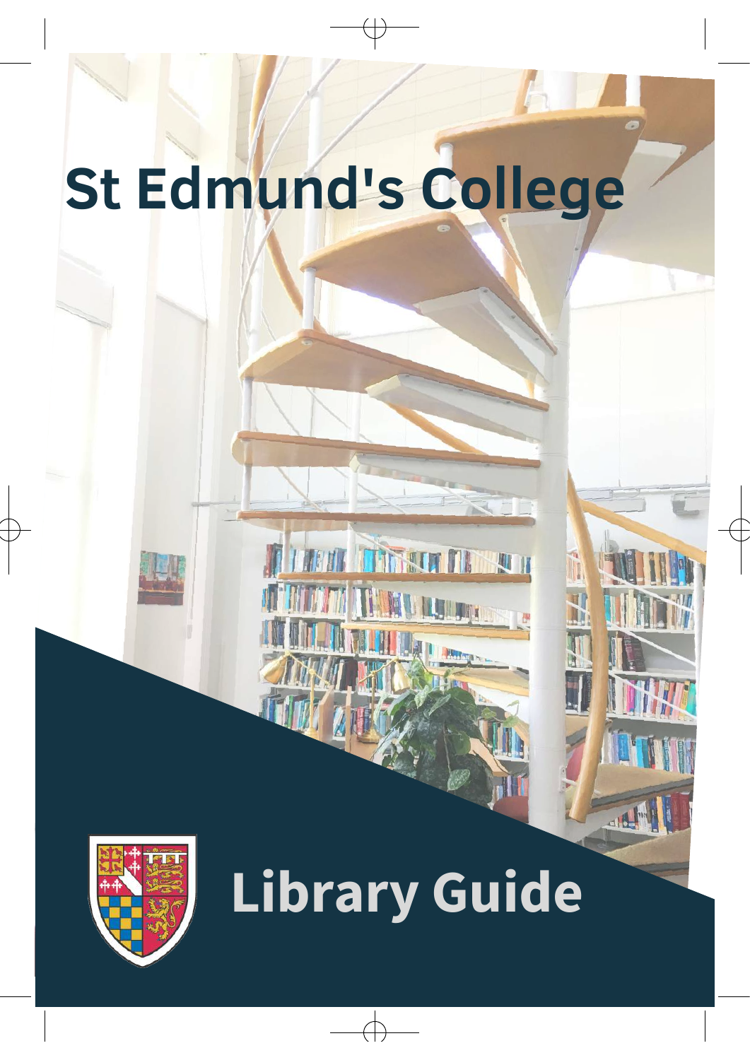# St Edmund's College

# Library Guide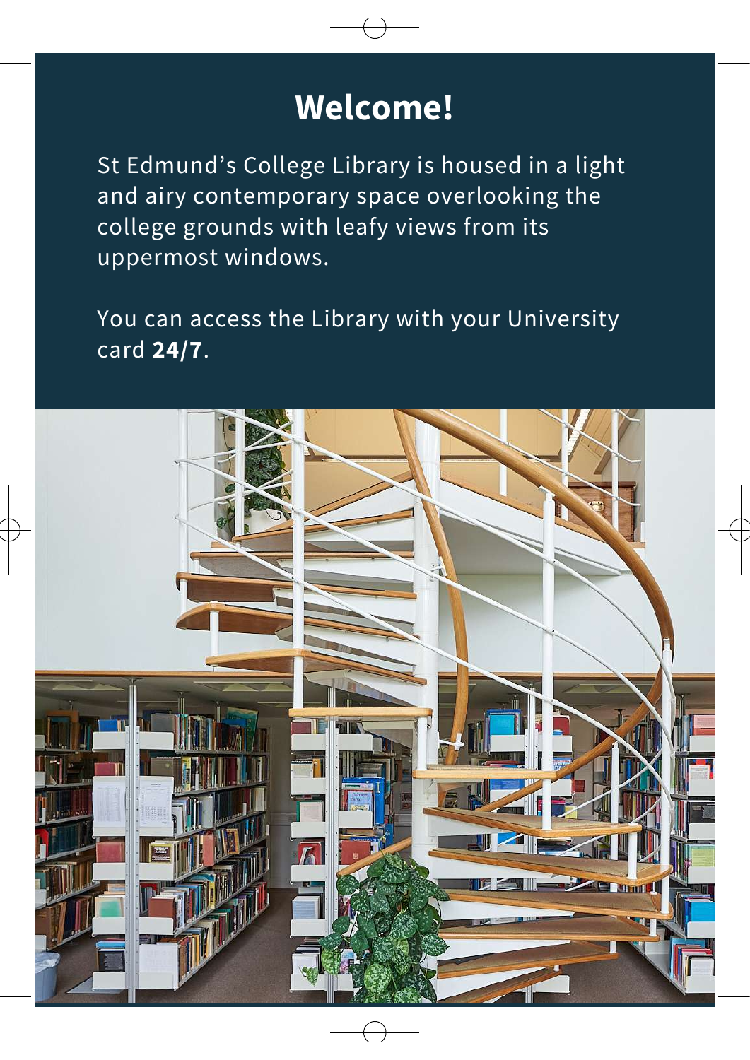# Welcome!

St Edmund’s College Library is housed in a light and airy contemporary space overlooking the college grounds with leafy views from its uppermost windows.

You can access the Library with your University card **24/7**.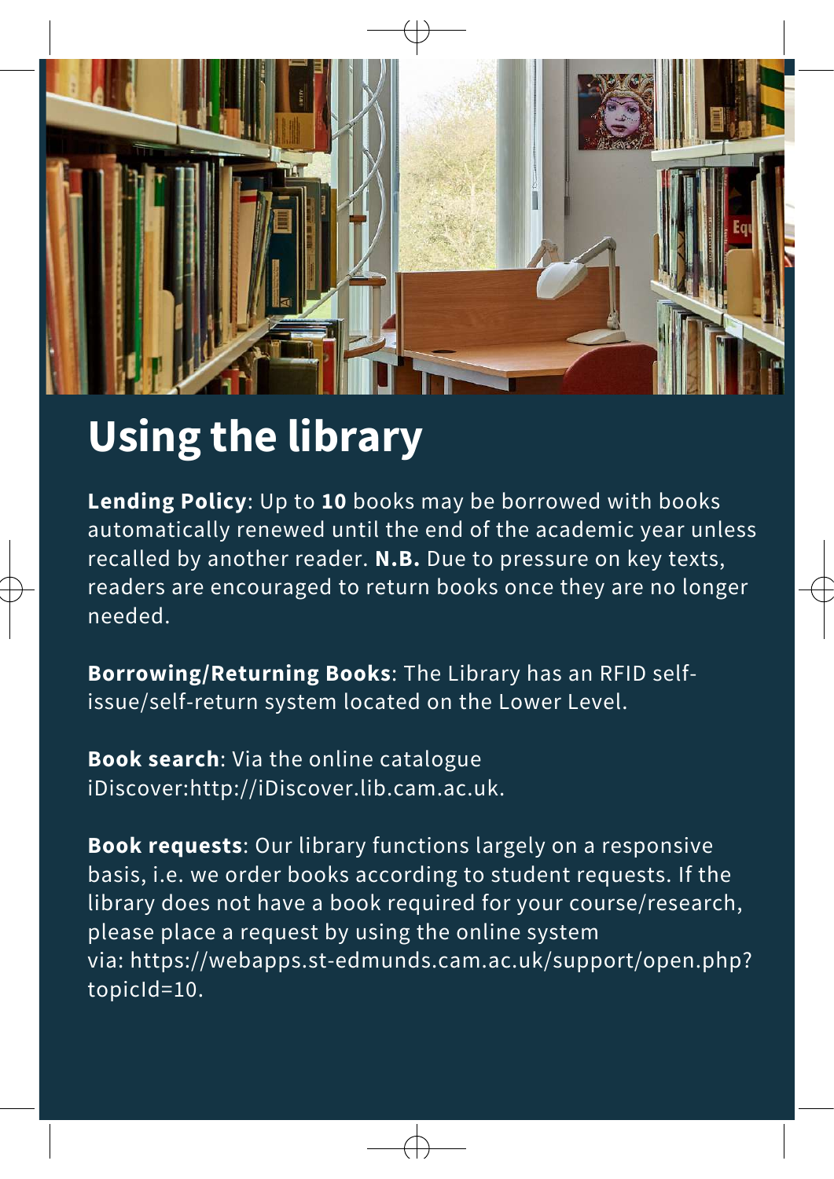# Using the library

**Lending Policy**: Up to **10** books may be borrowed with books automatically renewed until the end of the academic year unless recalled by another reader. **N.B.** Due to pressure on key texts, readers are encouraged to return books once they are no longer needed.

**Borrowing/Returning Books**: The Library has an RFID self-issue/self-return system located on the Lower Level.

**Book search**: Via the online catalogue iDiscover:http://iDiscover.lib.cam.ac.uk.

**Book requests**: Our library functions largely on a responsive basis, i.e. we order books according to student requests. If the library does not have a book required for your course/research, please place a request by using the online system via: https://webapps.st-edmunds.cam.ac.uk/support/open.php?topicId=10.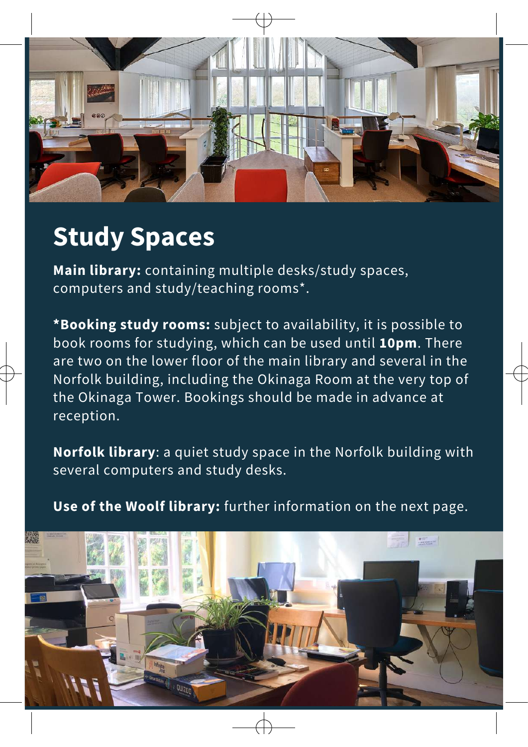# Study Spaces

**Main library:** containing multiple desks/study spaces, computers and study/teaching rooms*.

***Booking study rooms:** subject to availability, it is possible to book rooms for studying, which can be used until **10pm**. There are two on the lower floor of the main library and several in the Norfolk building, including the Okinaga Room at the very top of the Okinaga Tower. Bookings should be made in advance at reception.

**Norfolk library**: a quiet study space in the Norfolk building with several computers and study desks.

**Use of the Woolf library:** further information on the next page.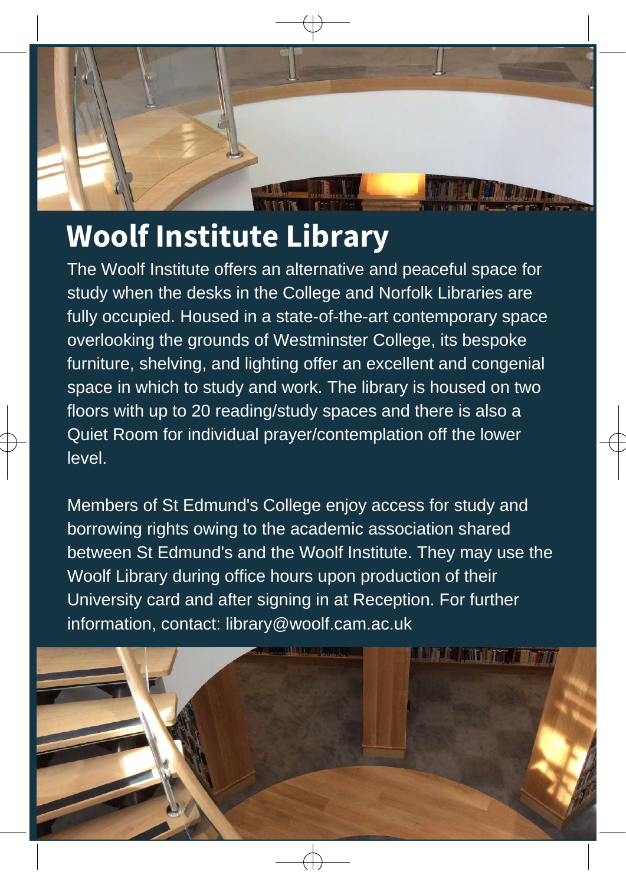# Woolf Institute Library

The Woolf Institute offers an alternative and peaceful space for study when the desks in the College and Norfolk Libraries are fully occupied. Housed in a state-of-the-art contemporary space overlooking the grounds of Westminster College, its bespoke furniture, shelving, and lighting offer an excellent and congenial space in which to study and work. The library is housed on two floors with up to 20 reading/study spaces and there is also a Quiet Room for individual prayer/contemplation off the lower level.

Members of St Edmund's College enjoy access for study and borrowing rights owing to the academic association shared between St Edmund's and the Woolf Institute. They may use the Woolf Library during office hours upon production of their University card and after signing in at Reception. For further information, contact: library@woolf.cam.ac.uk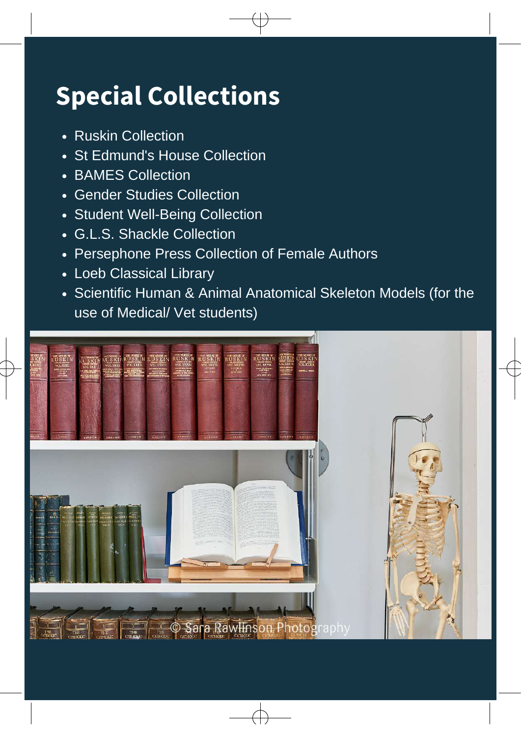# Special Collections

- Ruskin Collection
- St Edmund's House Collection
- BAMES Collection
- Gender Studies Collection
- Student Well-Being Collection
- G.L.S. Shackle Collection
- Persephone Press Collection of Female Authors
- Loeb Classical Library
- Scientific Human & Animal Anatomical Skeleton Models (for the use of Medical/ Vet students)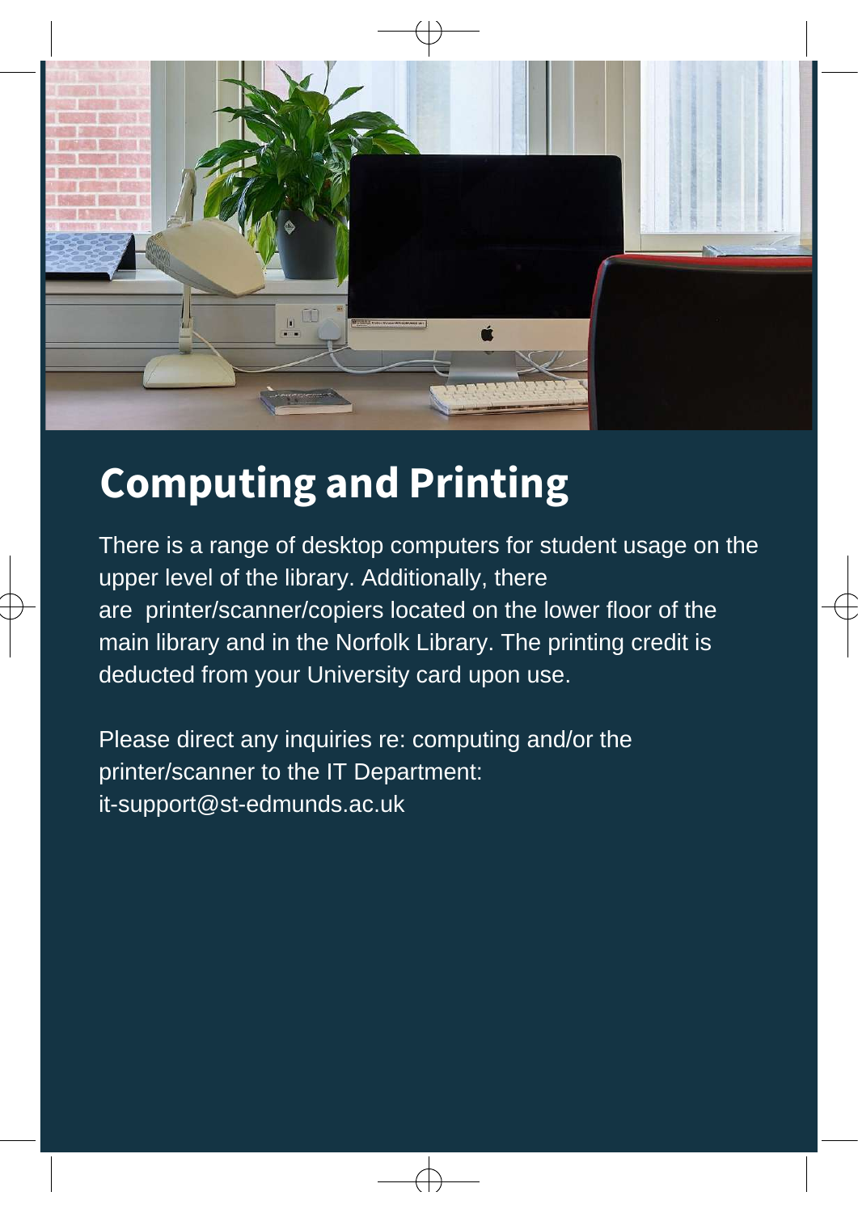# Computing and Printing

There is a range of desktop computers for student usage on the upper level of the library. Additionally, there are printer/scanner/copiers located on the lower floor of the main library and in the Norfolk Library. The printing credit is deducted from your University card upon use.

Please direct any inquiries re: computing and/or the printer/scanner to the IT Department: it-support@st-edmunds.ac.uk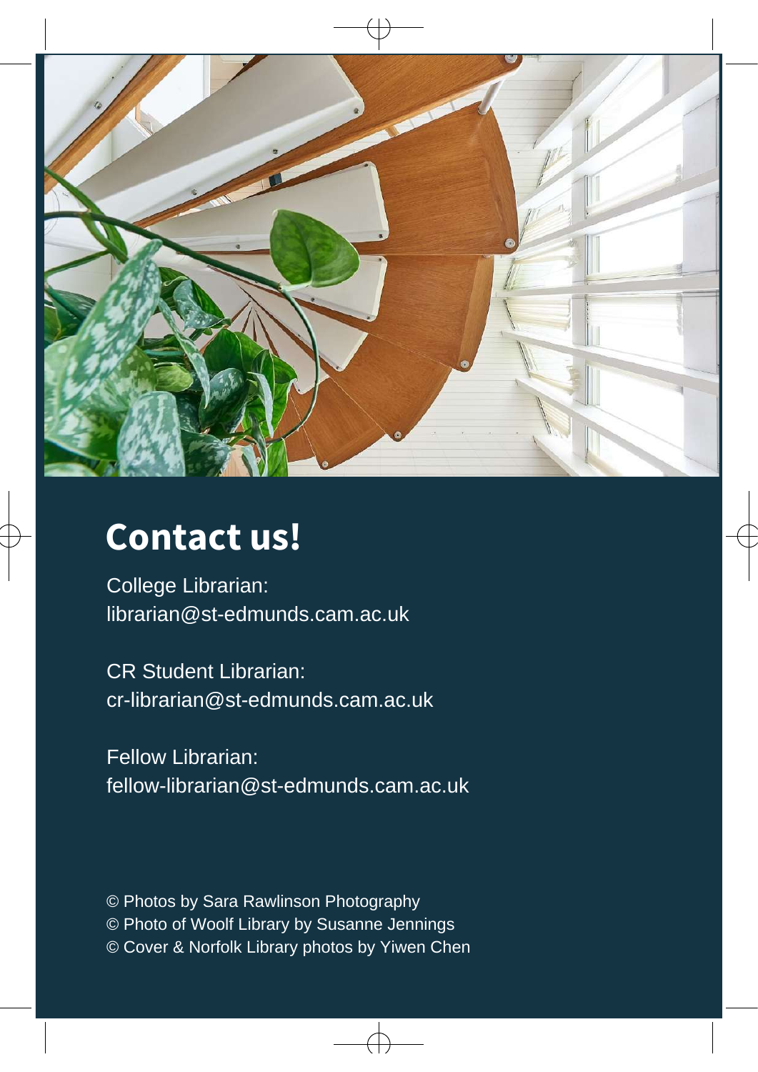# Contact us!

College Librarian:
librarian@st-edmunds.cam.ac.uk

CR Student Librarian:
cr-librarian@st-edmunds.cam.ac.uk

Fellow Librarian:
fellow-librarian@st-edmunds.cam.ac.uk

© Photos by Sara Rawlinson Photography
© Photo of Woolf Library by Susanne Jennings
© Cover & Norfolk Library photos by Yiwen Chen